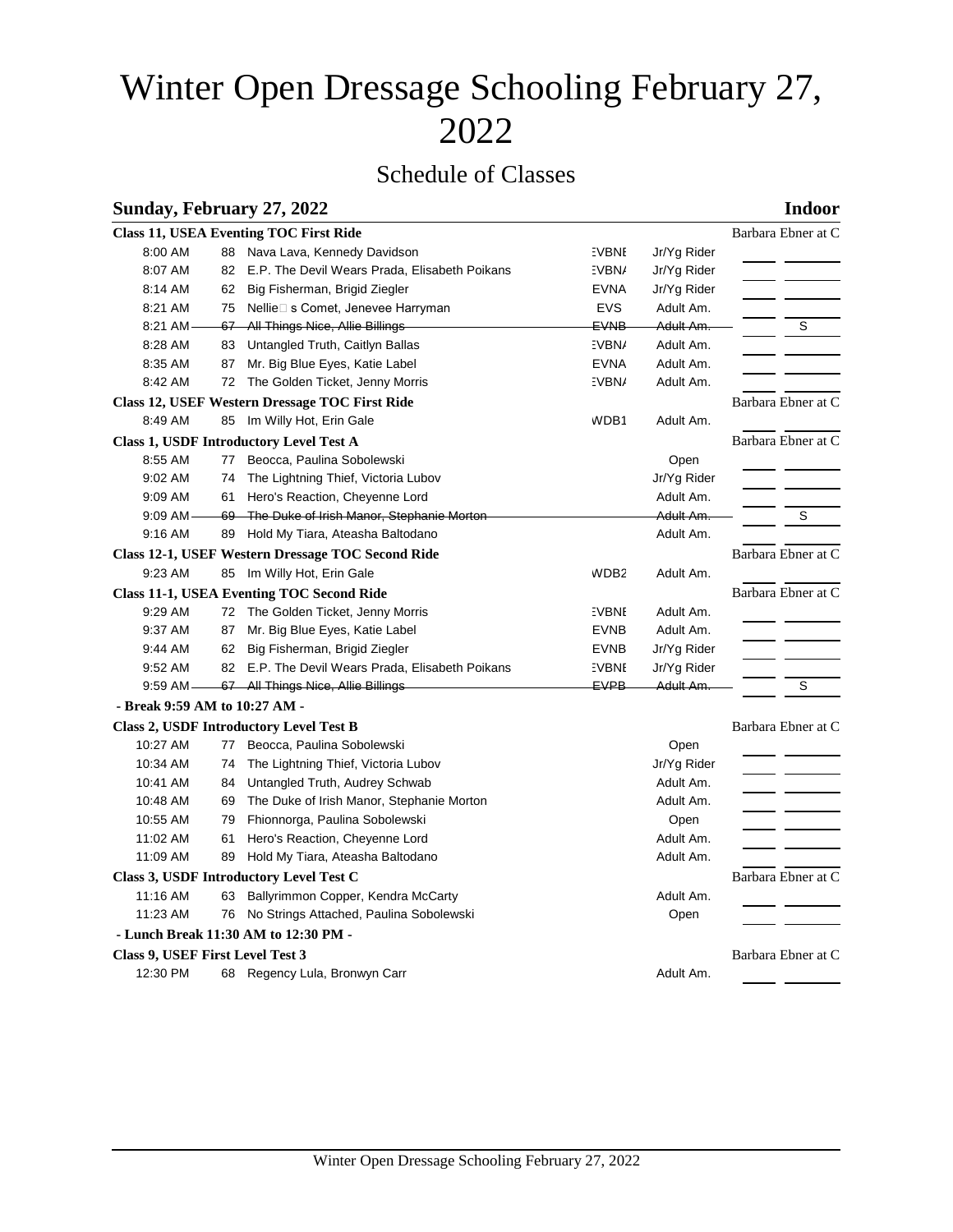# Winter Open Dressage Schooling February 27, 2022

## Schedule of Classes

**Sunday, February 27, 2022** — **Indoor**

| Time | No. | Horse, Rider | Division | Category | Judge |
|---|---|---|---|---|---|
| **Class 11, USEA Eventing TOC First Ride** | | | | | Barbara Ebner at C |
| 8:00 AM | 88 | Nava Lava, Kennedy Davidson | EVBNE | Jr/Yg Rider | |
| 8:07 AM | 82 | E.P. The Devil Wears Prada, Elisabeth Poikans | EVBNA | Jr/Yg Rider | |
| 8:14 AM | 62 | Big Fisherman, Brigid Ziegler | EVNA | Jr/Yg Rider | |
| 8:21 AM | 75 | Nellie□ s Comet, Jenevee Harryman | EVS | Adult Am. | |
| ~~8:21 AM~~ | ~~67~~ | ~~All Things Nice, Allie Billings~~ | ~~EVNB~~ | ~~Adult Am.~~ | S |
| 8:28 AM | 83 | Untangled Truth, Caitlyn Ballas | EVBNA | Adult Am. | |
| 8:35 AM | 87 | Mr. Big Blue Eyes, Katie Label | EVNA | Adult Am. | |
| 8:42 AM | 72 | The Golden Ticket, Jenny Morris | EVBNA | Adult Am. | |
| **Class 12, USEF Western Dressage TOC First Ride** | | | | | Barbara Ebner at C |
| 8:49 AM | 85 | Im Willy Hot, Erin Gale | WDB1 | Adult Am. | |
| **Class 1, USDF Introductory Level Test A** | | | | | Barbara Ebner at C |
| 8:55 AM | 77 | Beocca, Paulina Sobolewski | | Open | |
| 9:02 AM | 74 | The Lightning Thief, Victoria Lubov | | Jr/Yg Rider | |
| 9:09 AM | 61 | Hero's Reaction, Cheyenne Lord | | Adult Am. | |
| ~~9:09 AM~~ | ~~69~~ | ~~The Duke of Irish Manor, Stephanie Morton~~ | | ~~Adult Am.~~ | S |
| 9:16 AM | 89 | Hold My Tiara, Ateasha Baltodano | | Adult Am. | |
| **Class 12-1, USEF Western Dressage TOC Second Ride** | | | | | Barbara Ebner at C |
| 9:23 AM | 85 | Im Willy Hot, Erin Gale | WDB2 | Adult Am. | |
| **Class 11-1, USEA Eventing TOC Second Ride** | | | | | Barbara Ebner at C |
| 9:29 AM | 72 | The Golden Ticket, Jenny Morris | EVBNE | Adult Am. | |
| 9:37 AM | 87 | Mr. Big Blue Eyes, Katie Label | EVNB | Adult Am. | |
| 9:44 AM | 62 | Big Fisherman, Brigid Ziegler | EVNB | Jr/Yg Rider | |
| 9:52 AM | 82 | E.P. The Devil Wears Prada, Elisabeth Poikans | EVBNE | Jr/Yg Rider | |
| ~~9:59 AM~~ | ~~67~~ | ~~All Things Nice, Allie Billings~~ | ~~EVPB~~ | ~~Adult Am.~~ | S |
| **- Break 9:59 AM to 10:27 AM -** | | | | | |
| **Class 2, USDF Introductory Level Test B** | | | | | Barbara Ebner at C |
| 10:27 AM | 77 | Beocca, Paulina Sobolewski | | Open | |
| 10:34 AM | 74 | The Lightning Thief, Victoria Lubov | | Jr/Yg Rider | |
| 10:41 AM | 84 | Untangled Truth, Audrey Schwab | | Adult Am. | |
| 10:48 AM | 69 | The Duke of Irish Manor, Stephanie Morton | | Adult Am. | |
| 10:55 AM | 79 | Fhionnorga, Paulina Sobolewski | | Open | |
| 11:02 AM | 61 | Hero's Reaction, Cheyenne Lord | | Adult Am. | |
| 11:09 AM | 89 | Hold My Tiara, Ateasha Baltodano | | Adult Am. | |
| **Class 3, USDF Introductory Level Test C** | | | | | Barbara Ebner at C |
| 11:16 AM | 63 | Ballyrimmon Copper, Kendra McCarty | | Adult Am. | |
| 11:23 AM | 76 | No Strings Attached, Paulina Sobolewski | | Open | |
| **- Lunch Break 11:30 AM to 12:30 PM -** | | | | | |
| **Class 9, USEF First Level Test 3** | | | | | Barbara Ebner at C |
| 12:30 PM | 68 | Regency Lula, Bronwyn Carr | | Adult Am. | |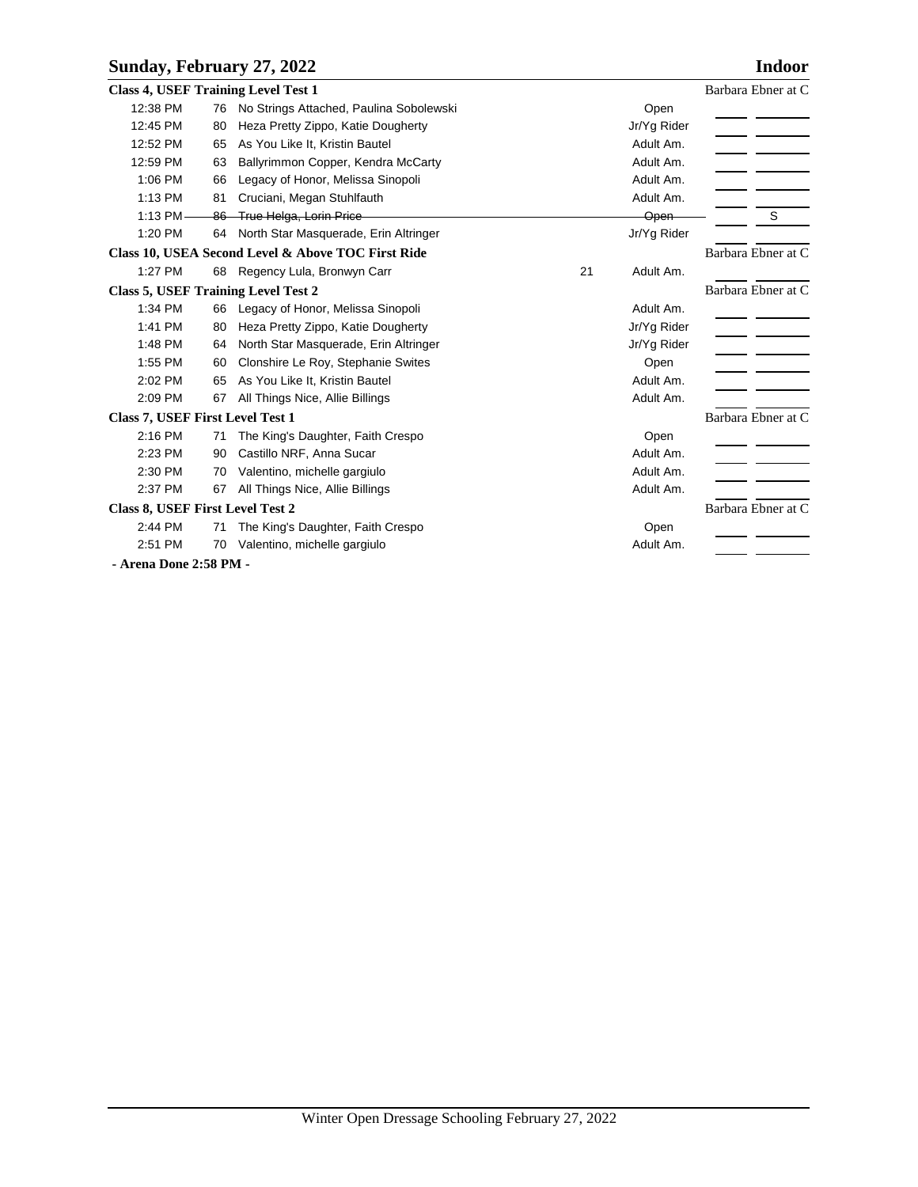## Sunday, February 27, 2022 — Indoor

**Class 4, USEF Training Level Test 1** — Barbara Ebner at C

| | | | | | |
|---|---|---|---|---|---|
| 12:38 PM | 76 | No Strings Attached, Paulina Sobolewski | | Open | |
| 12:45 PM | 80 | Heza Pretty Zippo, Katie Dougherty | | Jr/Yg Rider | |
| 12:52 PM | 65 | As You Like It, Kristin Bautel | | Adult Am. | |
| 12:59 PM | 63 | Ballyrimmon Copper, Kendra McCarty | | Adult Am. | |
| 1:06 PM | 66 | Legacy of Honor, Melissa Sinopoli | | Adult Am. | |
| 1:13 PM | 81 | Cruciani, Megan Stuhlfauth | | Adult Am. | |
| ~~1:13 PM~~ | ~~86~~ | ~~True Helga, Lorin Price~~ | | ~~Open~~ | S |
| 1:20 PM | 64 | North Star Masquerade, Erin Altringer | | Jr/Yg Rider | |

**Class 10, USEA Second Level & Above TOC First Ride** — Barbara Ebner at C

| | | | | | |
|---|---|---|---|---|---|
| 1:27 PM | 68 | Regency Lula, Bronwyn Carr | 21 | Adult Am. | |

**Class 5, USEF Training Level Test 2** — Barbara Ebner at C

| | | | | | |
|---|---|---|---|---|---|
| 1:34 PM | 66 | Legacy of Honor, Melissa Sinopoli | | Adult Am. | |
| 1:41 PM | 80 | Heza Pretty Zippo, Katie Dougherty | | Jr/Yg Rider | |
| 1:48 PM | 64 | North Star Masquerade, Erin Altringer | | Jr/Yg Rider | |
| 1:55 PM | 60 | Clonshire Le Roy, Stephanie Swites | | Open | |
| 2:02 PM | 65 | As You Like It, Kristin Bautel | | Adult Am. | |
| 2:09 PM | 67 | All Things Nice, Allie Billings | | Adult Am. | |

**Class 7, USEF First Level Test 1** — Barbara Ebner at C

| | | | | | |
|---|---|---|---|---|---|
| 2:16 PM | 71 | The King's Daughter, Faith Crespo | | Open | |
| 2:23 PM | 90 | Castillo NRF, Anna Sucar | | Adult Am. | |
| 2:30 PM | 70 | Valentino, michelle gargiulo | | Adult Am. | |
| 2:37 PM | 67 | All Things Nice, Allie Billings | | Adult Am. | |

**Class 8, USEF First Level Test 2** — Barbara Ebner at C

| | | | | | |
|---|---|---|---|---|---|
| 2:44 PM | 71 | The King's Daughter, Faith Crespo | | Open | |
| 2:51 PM | 70 | Valentino, michelle gargiulo | | Adult Am. | |

**- Arena Done 2:58 PM -**